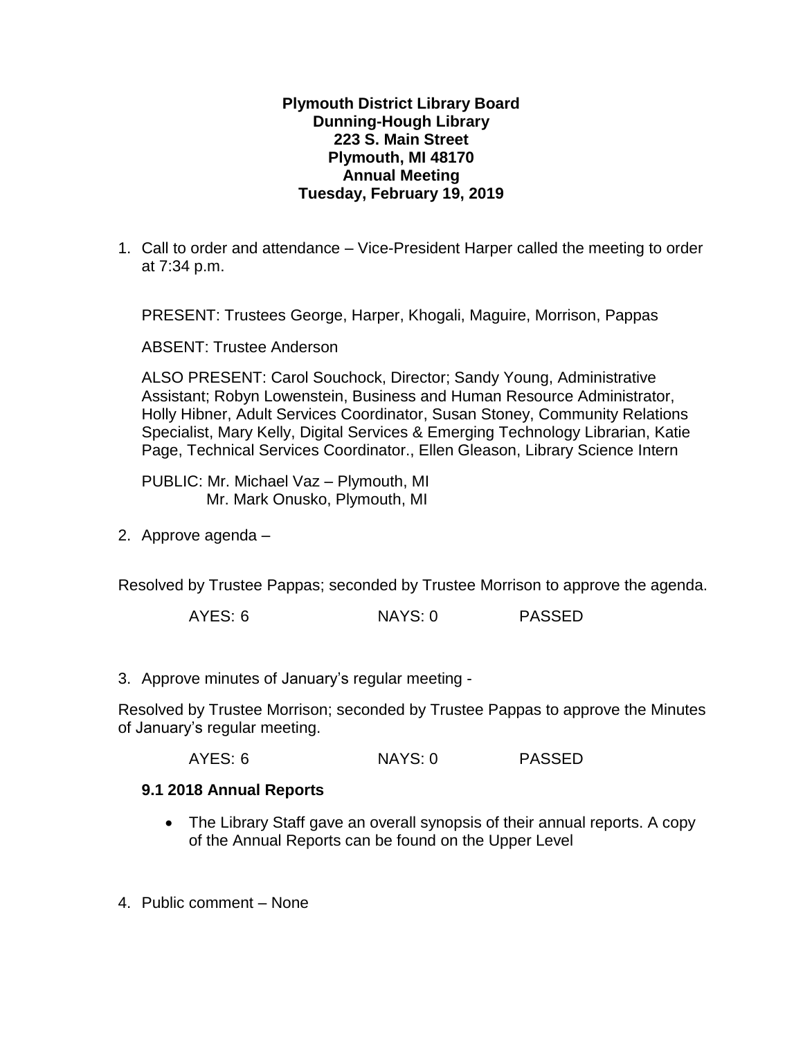**Plymouth District Library Board**
**Dunning-Hough Library**
**223 S. Main Street**
**Plymouth, MI 48170**
**Annual Meeting**
**Tuesday, February 19, 2019**

1. Call to order and attendance – Vice-President Harper called the meeting to order at 7:34 p.m.

   PRESENT: Trustees George, Harper, Khogali, Maguire, Morrison, Pappas

   ABSENT: Trustee Anderson

   ALSO PRESENT: Carol Souchock, Director; Sandy Young, Administrative Assistant; Robyn Lowenstein, Business and Human Resource Administrator, Holly Hibner, Adult Services Coordinator, Susan Stoney, Community Relations Specialist, Mary Kelly, Digital Services & Emerging Technology Librarian, Katie Page, Technical Services Coordinator., Ellen Gleason, Library Science Intern

   PUBLIC: Mr. Michael Vaz – Plymouth, MI
   Mr. Mark Onusko, Plymouth, MI

2. Approve agenda –

Resolved by Trustee Pappas; seconded by Trustee Morrison to approve the agenda.

AYES: 6 NAYS: 0 PASSED

3. Approve minutes of January's regular meeting -

Resolved by Trustee Morrison; seconded by Trustee Pappas to approve the Minutes of January's regular meeting.

AYES: 6 NAYS: 0 PASSED

**9.1 2018 Annual Reports**

- The Library Staff gave an overall synopsis of their annual reports. A copy of the Annual Reports can be found on the Upper Level

4. Public comment – None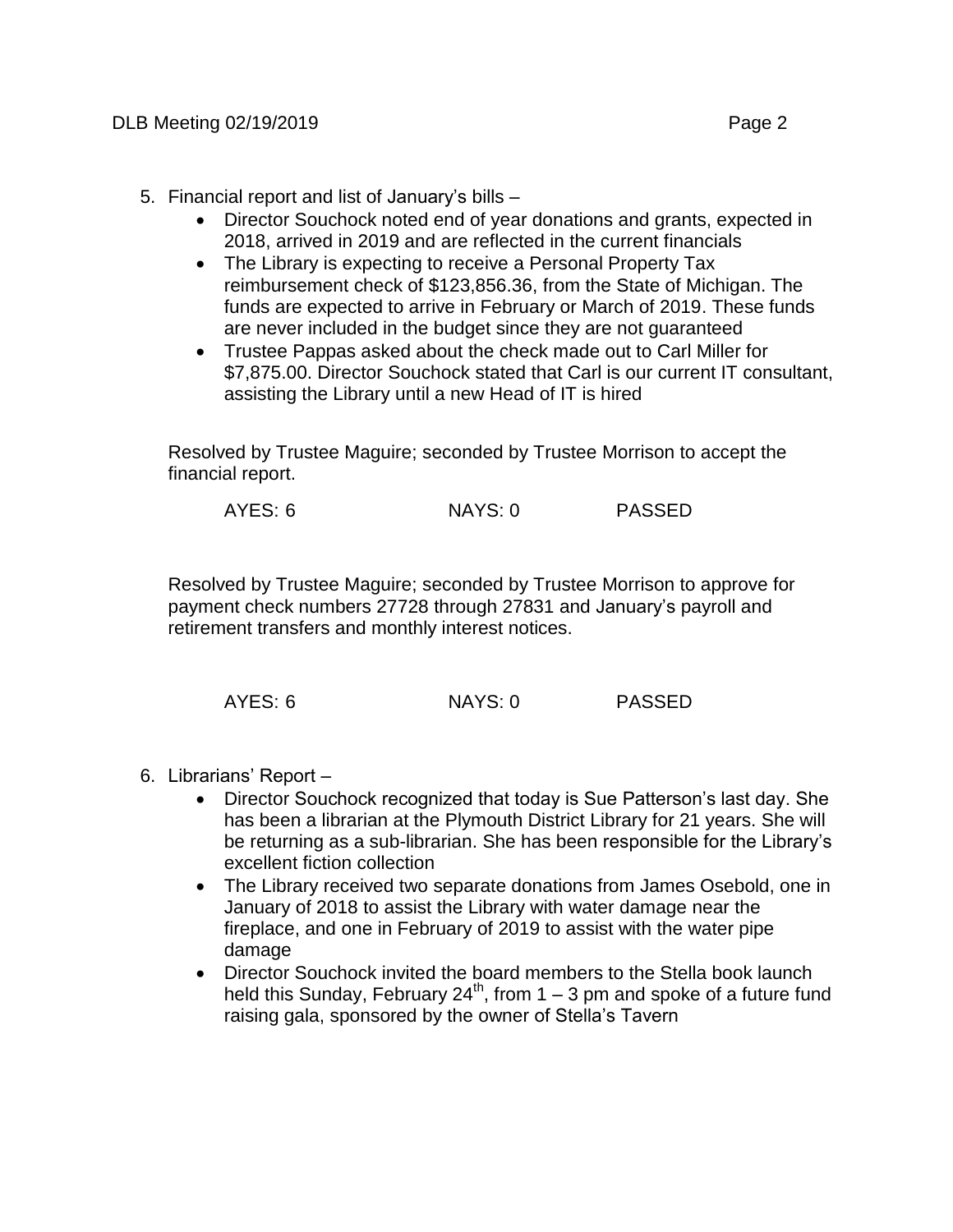5. Financial report and list of January's bills –
   - Director Souchock noted end of year donations and grants, expected in 2018, arrived in 2019 and are reflected in the current financials
   - The Library is expecting to receive a Personal Property Tax reimbursement check of $123,856.36, from the State of Michigan. The funds are expected to arrive in February or March of 2019. These funds are never included in the budget since they are not guaranteed
   - Trustee Pappas asked about the check made out to Carl Miller for $7,875.00. Director Souchock stated that Carl is our current IT consultant, assisting the Library until a new Head of IT is hired

   Resolved by Trustee Maguire; seconded by Trustee Morrison to accept the financial report.

   AYES: 6 NAYS: 0 PASSED

   Resolved by Trustee Maguire; seconded by Trustee Morrison to approve for payment check numbers 27728 through 27831 and January's payroll and retirement transfers and monthly interest notices.

   AYES: 6 NAYS: 0 PASSED

6. Librarians' Report –
   - Director Souchock recognized that today is Sue Patterson's last day. She has been a librarian at the Plymouth District Library for 21 years. She will be returning as a sub-librarian. She has been responsible for the Library's excellent fiction collection
   - The Library received two separate donations from James Osebold, one in January of 2018 to assist the Library with water damage near the fireplace, and one in February of 2019 to assist with the water pipe damage
   - Director Souchock invited the board members to the Stella book launch held this Sunday, February 24th, from 1 – 3 pm and spoke of a future fund raising gala, sponsored by the owner of Stella's Tavern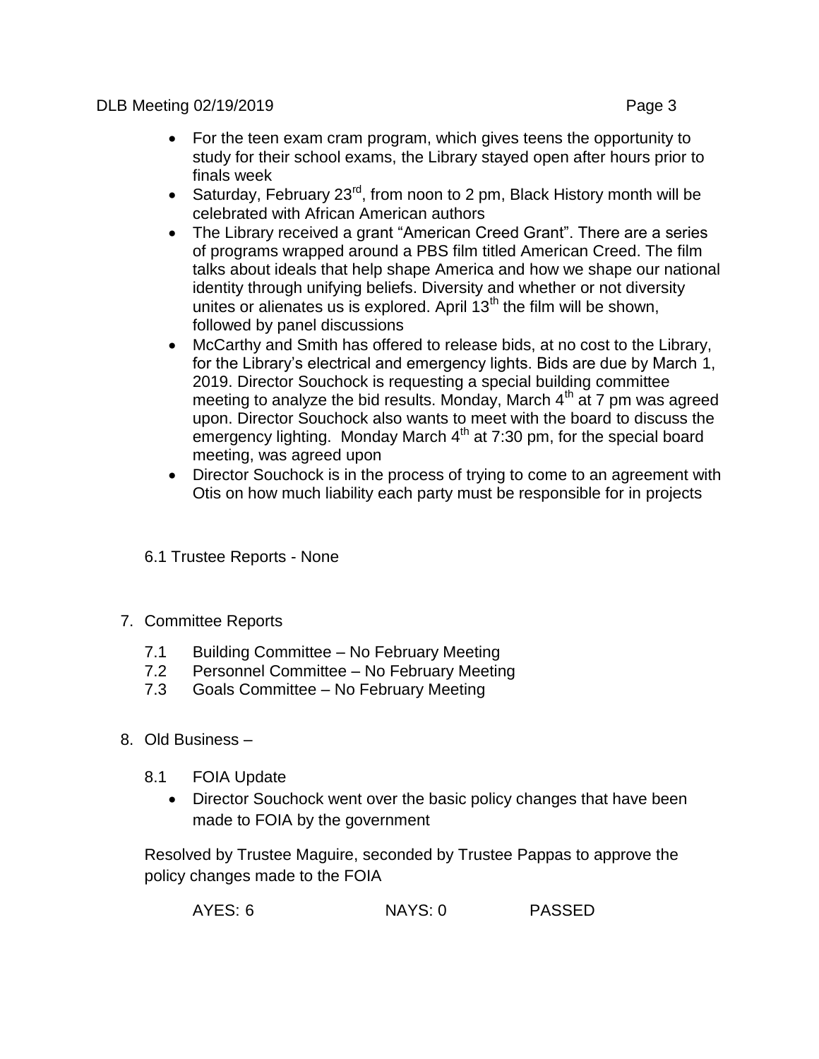- For the teen exam cram program, which gives teens the opportunity to study for their school exams, the Library stayed open after hours prior to finals week
- Saturday, February 23rd, from noon to 2 pm, Black History month will be celebrated with African American authors
- The Library received a grant "American Creed Grant". There are a series of programs wrapped around a PBS film titled American Creed. The film talks about ideals that help shape America and how we shape our national identity through unifying beliefs. Diversity and whether or not diversity unites or alienates us is explored. April 13th the film will be shown, followed by panel discussions
- McCarthy and Smith has offered to release bids, at no cost to the Library, for the Library's electrical and emergency lights. Bids are due by March 1, 2019. Director Souchock is requesting a special building committee meeting to analyze the bid results. Monday, March 4th at 7 pm was agreed upon. Director Souchock also wants to meet with the board to discuss the emergency lighting. Monday March 4th at 7:30 pm, for the special board meeting, was agreed upon
- Director Souchock is in the process of trying to come to an agreement with Otis on how much liability each party must be responsible for in projects

6.1 Trustee Reports - None

7. Committee Reports

   7.1 Building Committee – No February Meeting
   7.2 Personnel Committee – No February Meeting
   7.3 Goals Committee – No February Meeting

8. Old Business –

   8.1 FOIA Update

   - Director Souchock went over the basic policy changes that have been made to FOIA by the government

   Resolved by Trustee Maguire, seconded by Trustee Pappas to approve the policy changes made to the FOIA

   AYES: 6 NAYS: 0 PASSED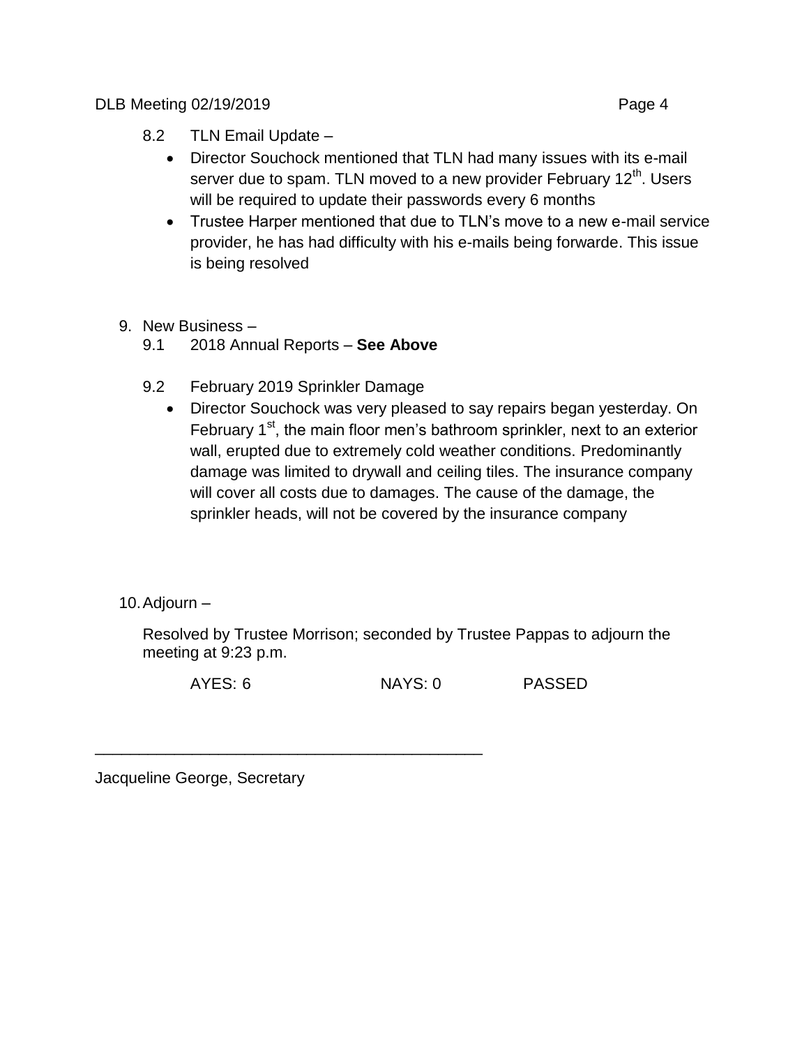8.2 TLN Email Update –

- Director Souchock mentioned that TLN had many issues with its e-mail server due to spam. TLN moved to a new provider February 12th. Users will be required to update their passwords every 6 months
- Trustee Harper mentioned that due to TLN's move to a new e-mail service provider, he has had difficulty with his e-mails being forwarde. This issue is being resolved

9. New Business –

9.1 2018 Annual Reports – **See Above**

9.2 February 2019 Sprinkler Damage

- Director Souchock was very pleased to say repairs began yesterday. On February 1st, the main floor men's bathroom sprinkler, next to an exterior wall, erupted due to extremely cold weather conditions. Predominantly damage was limited to drywall and ceiling tiles. The insurance company will cover all costs due to damages. The cause of the damage, the sprinkler heads, will not be covered by the insurance company

10. Adjourn –

Resolved by Trustee Morrison; seconded by Trustee Pappas to adjourn the meeting at 9:23 p.m.

AYES: 6 NAYS: 0 PASSED

\_\_\_\_\_\_\_\_\_\_\_\_\_\_\_\_\_\_\_\_\_\_\_\_\_\_\_\_\_\_\_\_\_\_\_\_\_\_\_\_\_\_\_\_

Jacqueline George, Secretary